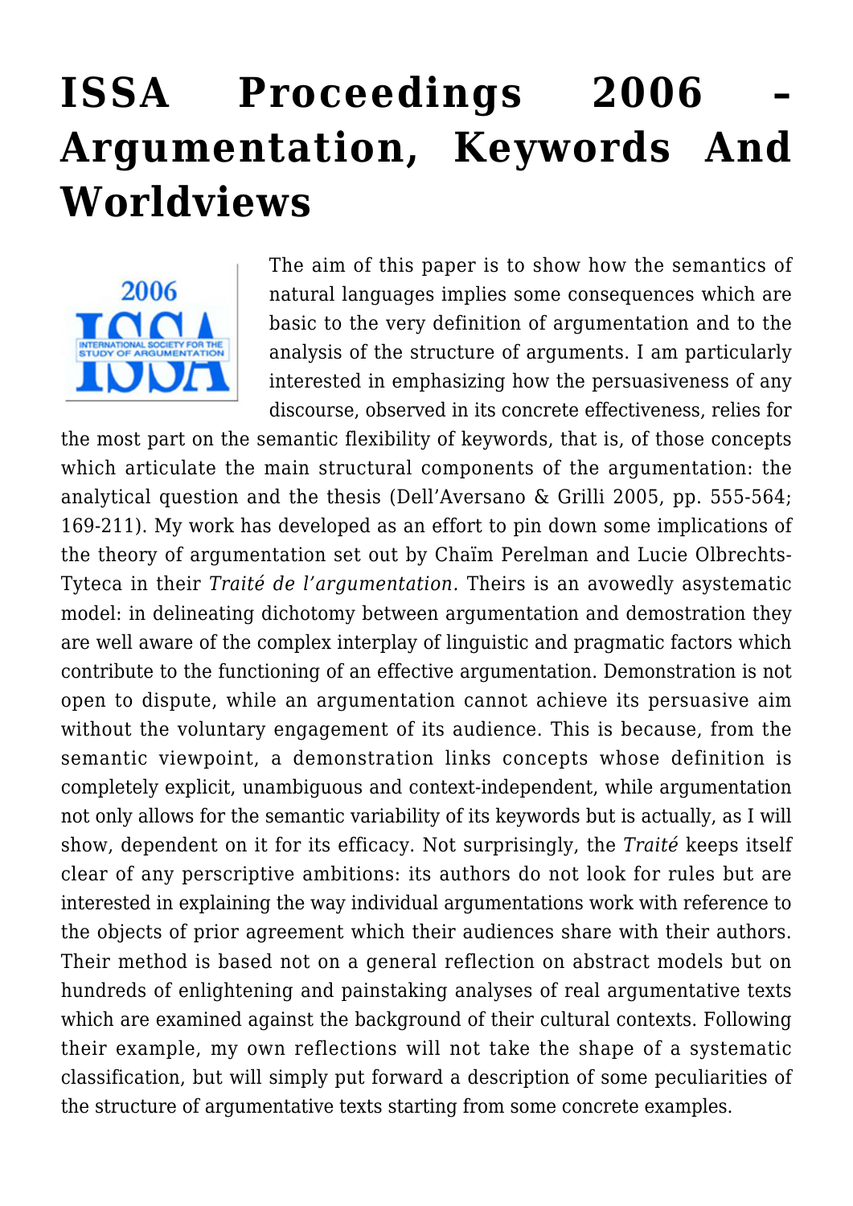# ISSA Proceedings 2006 – Argumentation, Keywords And Worldviews

The aim of this paper is to show how the semantics of natural languages implies some consequences which are basic to the very definition of argumentation and to the analysis of the structure of arguments. I am particularly interested in emphasizing how the persuasiveness of any discourse, observed in its concrete effectiveness, relies for the most part on the semantic flexibility of keywords, that is, of those concepts which articulate the main structural components of the argumentation: the analytical question and the thesis (Dell'Aversano & Grilli 2005, pp. 555-564; 169-211). My work has developed as an effort to pin down some implications of the theory of argumentation set out by Chaïm Perelman and Lucie Olbrechts-Tyteca in their *Traité de l'argumentation.* Theirs is an avowedly asystematic model: in delineating dichotomy between argumentation and demostration they are well aware of the complex interplay of linguistic and pragmatic factors which contribute to the functioning of an effective argumentation. Demonstration is not open to dispute, while an argumentation cannot achieve its persuasive aim without the voluntary engagement of its audience. This is because, from the semantic viewpoint, a demonstration links concepts whose definition is completely explicit, unambiguous and context-independent, while argumentation not only allows for the semantic variability of its keywords but is actually, as I will show, dependent on it for its efficacy. Not surprisingly, the *Traité* keeps itself clear of any perscriptive ambitions: its authors do not look for rules but are interested in explaining the way individual argumentations work with reference to the objects of prior agreement which their audiences share with their authors. Their method is based not on a general reflection on abstract models but on hundreds of enlightening and painstaking analyses of real argumentative texts which are examined against the background of their cultural contexts. Following their example, my own reflections will not take the shape of a systematic classification, but will simply put forward a description of some peculiarities of the structure of argumentative texts starting from some concrete examples.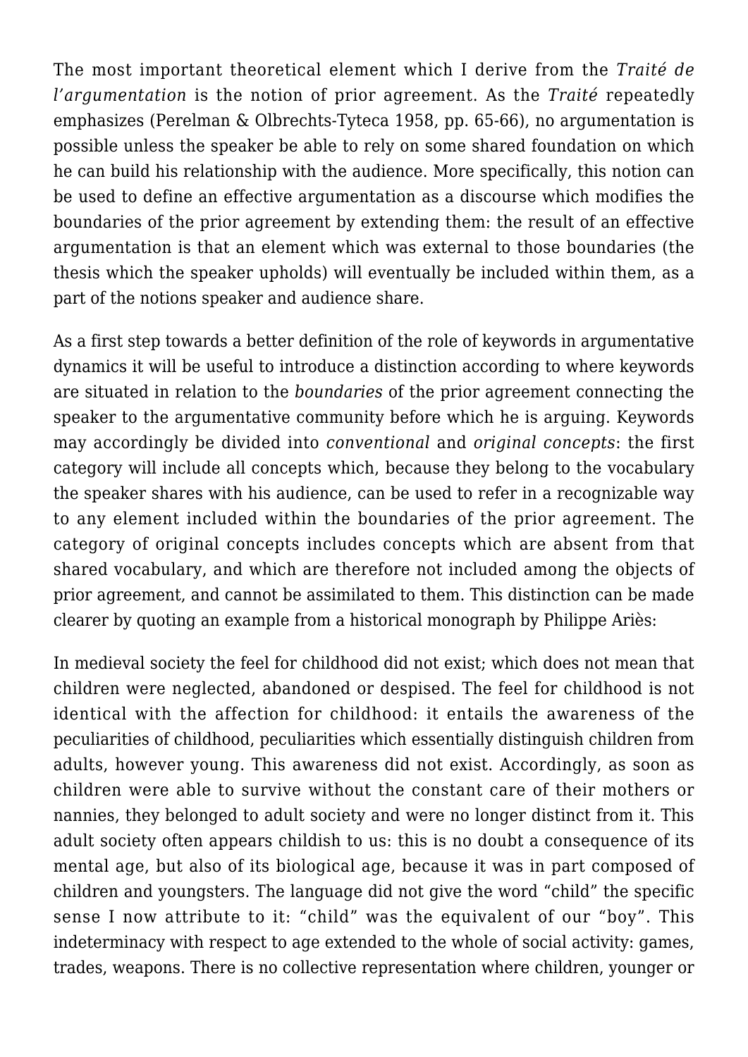The most important theoretical element which I derive from the *Traité de l'argumentation* is the notion of prior agreement. As the *Traité* repeatedly emphasizes (Perelman & Olbrechts-Tyteca 1958, pp. 65-66), no argumentation is possible unless the speaker be able to rely on some shared foundation on which he can build his relationship with the audience. More specifically, this notion can be used to define an effective argumentation as a discourse which modifies the boundaries of the prior agreement by extending them: the result of an effective argumentation is that an element which was external to those boundaries (the thesis which the speaker upholds) will eventually be included within them, as a part of the notions speaker and audience share.

As a first step towards a better definition of the role of keywords in argumentative dynamics it will be useful to introduce a distinction according to where keywords are situated in relation to the *boundaries* of the prior agreement connecting the speaker to the argumentative community before which he is arguing. Keywords may accordingly be divided into *conventional* and *original concepts*: the first category will include all concepts which, because they belong to the vocabulary the speaker shares with his audience, can be used to refer in a recognizable way to any element included within the boundaries of the prior agreement. The category of original concepts includes concepts which are absent from that shared vocabulary, and which are therefore not included among the objects of prior agreement, and cannot be assimilated to them. This distinction can be made clearer by quoting an example from a historical monograph by Philippe Ariès:

In medieval society the feel for childhood did not exist; which does not mean that children were neglected, abandoned or despised. The feel for childhood is not identical with the affection for childhood: it entails the awareness of the peculiarities of childhood, peculiarities which essentially distinguish children from adults, however young. This awareness did not exist. Accordingly, as soon as children were able to survive without the constant care of their mothers or nannies, they belonged to adult society and were no longer distinct from it. This adult society often appears childish to us: this is no doubt a consequence of its mental age, but also of its biological age, because it was in part composed of children and youngsters. The language did not give the word "child" the specific sense I now attribute to it: "child" was the equivalent of our "boy". This indeterminacy with respect to age extended to the whole of social activity: games, trades, weapons. There is no collective representation where children, younger or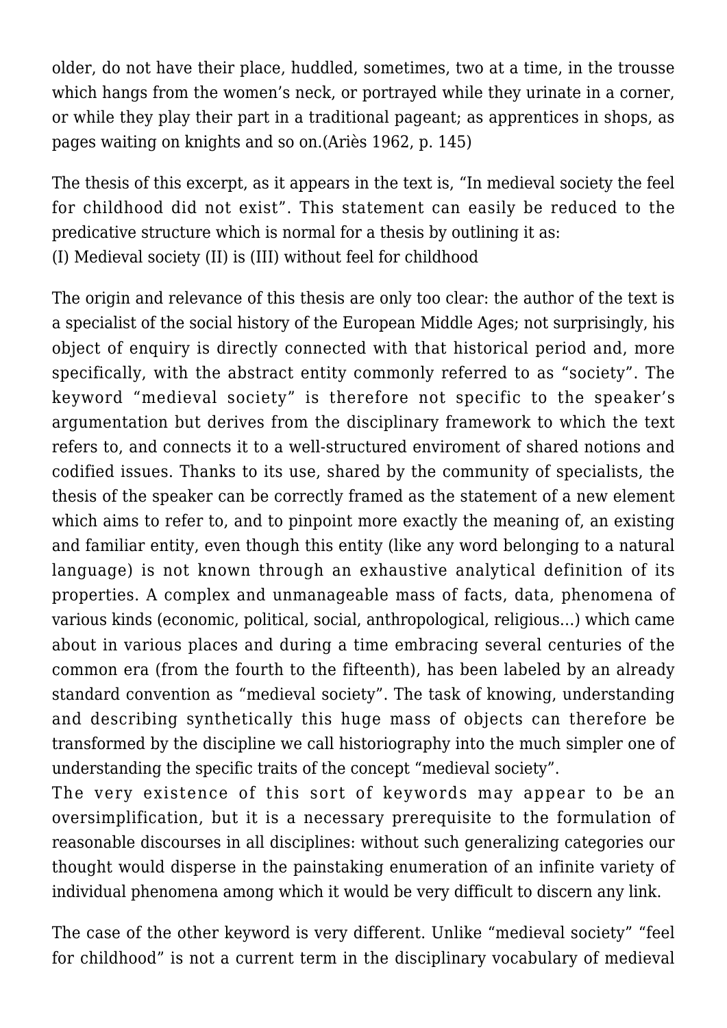older, do not have their place, huddled, sometimes, two at a time, in the trousse which hangs from the women's neck, or portrayed while they urinate in a corner, or while they play their part in a traditional pageant; as apprentices in shops, as pages waiting on knights and so on.(Ariès 1962, p. 145)

The thesis of this excerpt, as it appears in the text is, "In medieval society the feel for childhood did not exist". This statement can easily be reduced to the predicative structure which is normal for a thesis by outlining it as:
(I) Medieval society (II) is (III) without feel for childhood

The origin and relevance of this thesis are only too clear: the author of the text is a specialist of the social history of the European Middle Ages; not surprisingly, his object of enquiry is directly connected with that historical period and, more specifically, with the abstract entity commonly referred to as "society". The keyword "medieval society" is therefore not specific to the speaker's argumentation but derives from the disciplinary framework to which the text refers to, and connects it to a well-structured enviroment of shared notions and codified issues. Thanks to its use, shared by the community of specialists, the thesis of the speaker can be correctly framed as the statement of a new element which aims to refer to, and to pinpoint more exactly the meaning of, an existing and familiar entity, even though this entity (like any word belonging to a natural language) is not known through an exhaustive analytical definition of its properties. A complex and unmanageable mass of facts, data, phenomena of various kinds (economic, political, social, anthropological, religious…) which came about in various places and during a time embracing several centuries of the common era (from the fourth to the fifteenth), has been labeled by an already standard convention as "medieval society". The task of knowing, understanding and describing synthetically this huge mass of objects can therefore be transformed by the discipline we call historiography into the much simpler one of understanding the specific traits of the concept "medieval society".
The very existence of this sort of keywords may appear to be an oversimplification, but it is a necessary prerequisite to the formulation of reasonable discourses in all disciplines: without such generalizing categories our thought would disperse in the painstaking enumeration of an infinite variety of individual phenomena among which it would be very difficult to discern any link.

The case of the other keyword is very different. Unlike "medieval society" "feel for childhood" is not a current term in the disciplinary vocabulary of medieval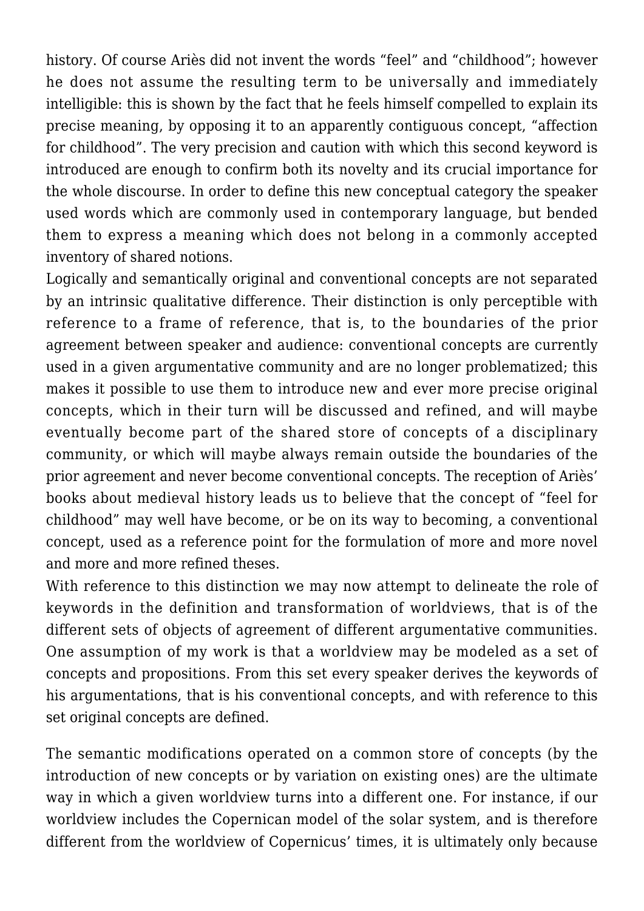history. Of course Ariès did not invent the words "feel" and "childhood"; however he does not assume the resulting term to be universally and immediately intelligible: this is shown by the fact that he feels himself compelled to explain its precise meaning, by opposing it to an apparently contiguous concept, "affection for childhood". The very precision and caution with which this second keyword is introduced are enough to confirm both its novelty and its crucial importance for the whole discourse. In order to define this new conceptual category the speaker used words which are commonly used in contemporary language, but bended them to express a meaning which does not belong in a commonly accepted inventory of shared notions.

Logically and semantically original and conventional concepts are not separated by an intrinsic qualitative difference. Their distinction is only perceptible with reference to a frame of reference, that is, to the boundaries of the prior agreement between speaker and audience: conventional concepts are currently used in a given argumentative community and are no longer problematized; this makes it possible to use them to introduce new and ever more precise original concepts, which in their turn will be discussed and refined, and will maybe eventually become part of the shared store of concepts of a disciplinary community, or which will maybe always remain outside the boundaries of the prior agreement and never become conventional concepts. The reception of Ariès' books about medieval history leads us to believe that the concept of "feel for childhood" may well have become, or be on its way to becoming, a conventional concept, used as a reference point for the formulation of more and more novel and more and more refined theses.

With reference to this distinction we may now attempt to delineate the role of keywords in the definition and transformation of worldviews, that is of the different sets of objects of agreement of different argumentative communities. One assumption of my work is that a worldview may be modeled as a set of concepts and propositions. From this set every speaker derives the keywords of his argumentations, that is his conventional concepts, and with reference to this set original concepts are defined.

The semantic modifications operated on a common store of concepts (by the introduction of new concepts or by variation on existing ones) are the ultimate way in which a given worldview turns into a different one. For instance, if our worldview includes the Copernican model of the solar system, and is therefore different from the worldview of Copernicus' times, it is ultimately only because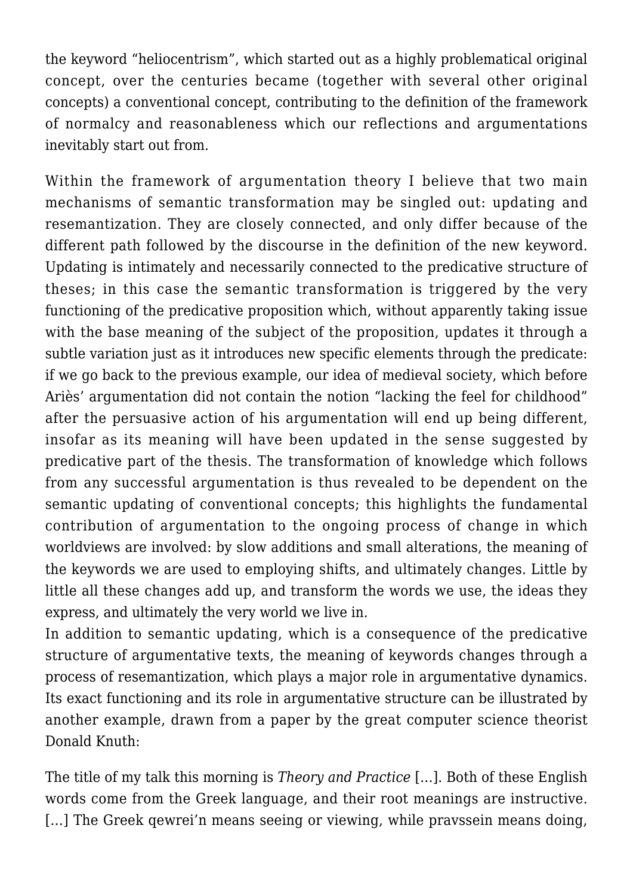the keyword "heliocentrism", which started out as a highly problematical original concept, over the centuries became (together with several other original concepts) a conventional concept, contributing to the definition of the framework of normalcy and reasonableness which our reflections and argumentations inevitably start out from.

Within the framework of argumentation theory I believe that two main mechanisms of semantic transformation may be singled out: updating and resemantization. They are closely connected, and only differ because of the different path followed by the discourse in the definition of the new keyword. Updating is intimately and necessarily connected to the predicative structure of theses; in this case the semantic transformation is triggered by the very functioning of the predicative proposition which, without apparently taking issue with the base meaning of the subject of the proposition, updates it through a subtle variation just as it introduces new specific elements through the predicate: if we go back to the previous example, our idea of medieval society, which before Ariès' argumentation did not contain the notion "lacking the feel for childhood" after the persuasive action of his argumentation will end up being different, insofar as its meaning will have been updated in the sense suggested by predicative part of the thesis. The transformation of knowledge which follows from any successful argumentation is thus revealed to be dependent on the semantic updating of conventional concepts; this highlights the fundamental contribution of argumentation to the ongoing process of change in which worldviews are involved: by slow additions and small alterations, the meaning of the keywords we are used to employing shifts, and ultimately changes. Little by little all these changes add up, and transform the words we use, the ideas they express, and ultimately the very world we live in.

In addition to semantic updating, which is a consequence of the predicative structure of argumentative texts, the meaning of keywords changes through a process of resemantization, which plays a major role in argumentative dynamics. Its exact functioning and its role in argumentative structure can be illustrated by another example, drawn from a paper by the great computer science theorist Donald Knuth:

The title of my talk this morning is *Theory and Practice* […]. Both of these English words come from the Greek language, and their root meanings are instructive. […] The Greek qewrei'n means seeing or viewing, while pravssein means doing,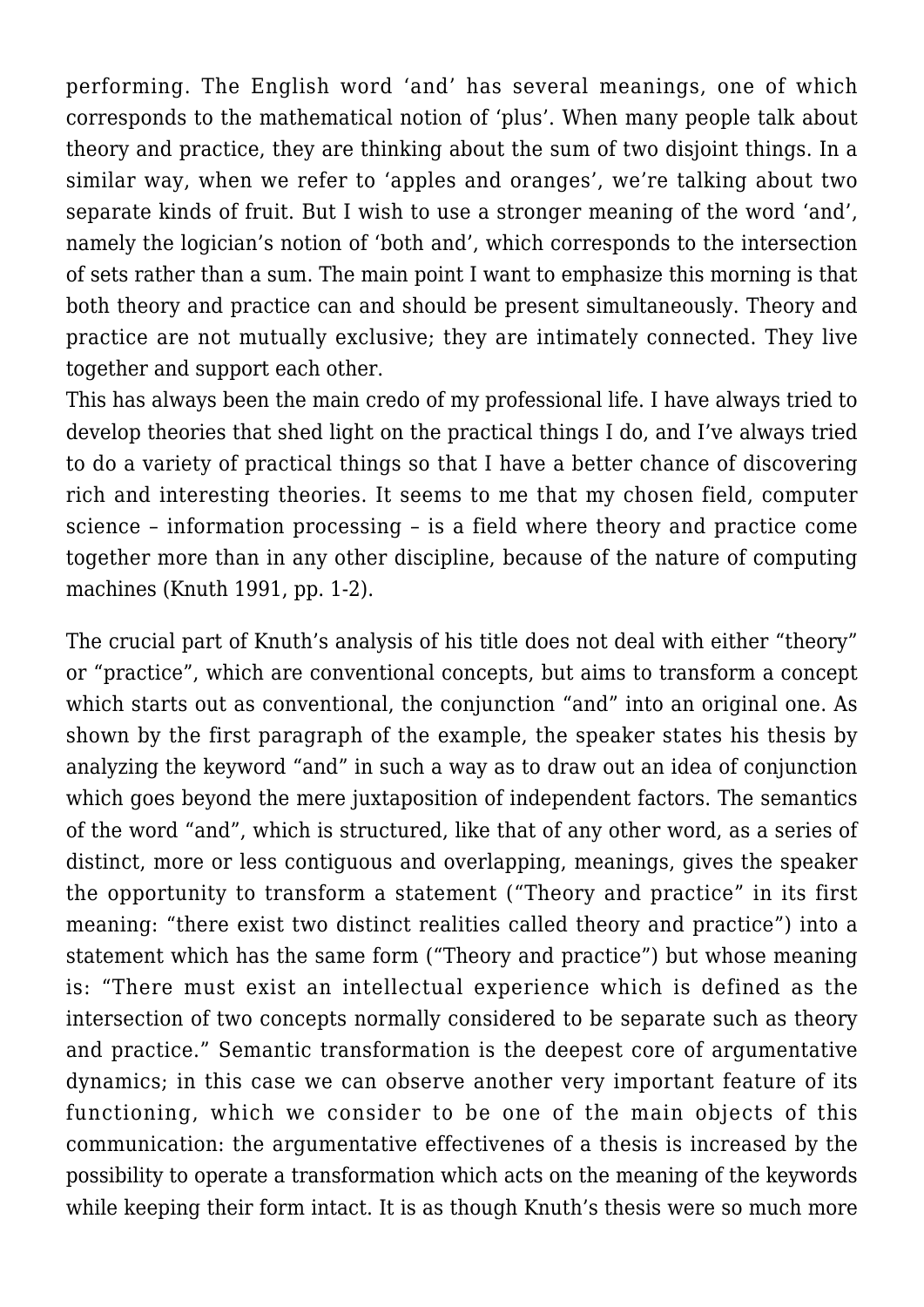performing. The English word ‘and’ has several meanings, one of which corresponds to the mathematical notion of ‘plus’. When many people talk about theory and practice, they are thinking about the sum of two disjoint things. In a similar way, when we refer to ‘apples and oranges’, we’re talking about two separate kinds of fruit. But I wish to use a stronger meaning of the word ‘and’, namely the logician’s notion of ‘both and’, which corresponds to the intersection of sets rather than a sum. The main point I want to emphasize this morning is that both theory and practice can and should be present simultaneously. Theory and practice are not mutually exclusive; they are intimately connected. They live together and support each other.

This has always been the main credo of my professional life. I have always tried to develop theories that shed light on the practical things I do, and I’ve always tried to do a variety of practical things so that I have a better chance of discovering rich and interesting theories. It seems to me that my chosen field, computer science – information processing – is a field where theory and practice come together more than in any other discipline, because of the nature of computing machines (Knuth 1991, pp. 1-2).

The crucial part of Knuth’s analysis of his title does not deal with either “theory” or “practice”, which are conventional concepts, but aims to transform a concept which starts out as conventional, the conjunction “and” into an original one. As shown by the first paragraph of the example, the speaker states his thesis by analyzing the keyword “and” in such a way as to draw out an idea of conjunction which goes beyond the mere juxtaposition of independent factors. The semantics of the word “and”, which is structured, like that of any other word, as a series of distinct, more or less contiguous and overlapping, meanings, gives the speaker the opportunity to transform a statement (“Theory and practice” in its first meaning: “there exist two distinct realities called theory and practice”) into a statement which has the same form (“Theory and practice”) but whose meaning is: “There must exist an intellectual experience which is defined as the intersection of two concepts normally considered to be separate such as theory and practice.” Semantic transformation is the deepest core of argumentative dynamics; in this case we can observe another very important feature of its functioning, which we consider to be one of the main objects of this communication: the argumentative effectivenes of a thesis is increased by the possibility to operate a transformation which acts on the meaning of the keywords while keeping their form intact. It is as though Knuth’s thesis were so much more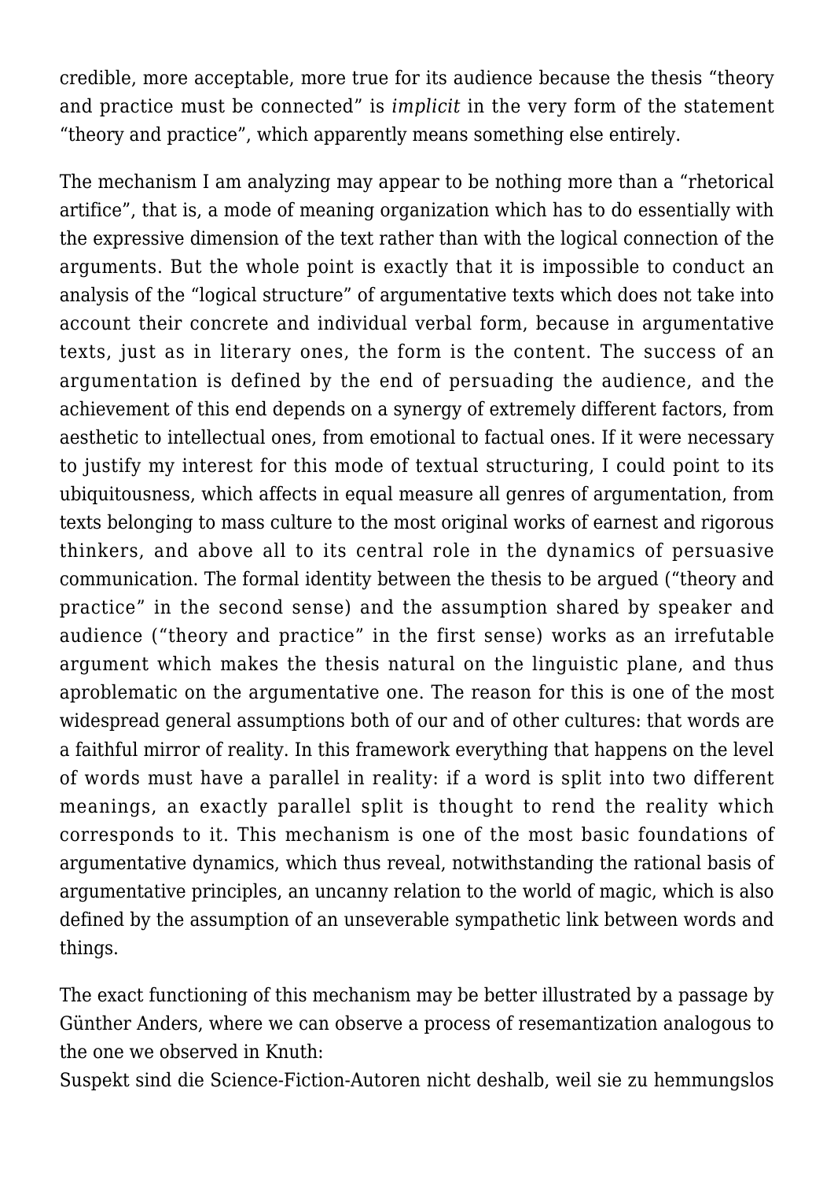credible, more acceptable, more true for its audience because the thesis “theory and practice must be connected” is *implicit* in the very form of the statement “theory and practice”, which apparently means something else entirely.

The mechanism I am analyzing may appear to be nothing more than a “rhetorical artifice”, that is, a mode of meaning organization which has to do essentially with the expressive dimension of the text rather than with the logical connection of the arguments. But the whole point is exactly that it is impossible to conduct an analysis of the “logical structure” of argumentative texts which does not take into account their concrete and individual verbal form, because in argumentative texts, just as in literary ones, the form is the content. The success of an argumentation is defined by the end of persuading the audience, and the achievement of this end depends on a synergy of extremely different factors, from aesthetic to intellectual ones, from emotional to factual ones. If it were necessary to justify my interest for this mode of textual structuring, I could point to its ubiquitousness, which affects in equal measure all genres of argumentation, from texts belonging to mass culture to the most original works of earnest and rigorous thinkers, and above all to its central role in the dynamics of persuasive communication. The formal identity between the thesis to be argued (“theory and practice” in the second sense) and the assumption shared by speaker and audience (“theory and practice” in the first sense) works as an irrefutable argument which makes the thesis natural on the linguistic plane, and thus aproblematic on the argumentative one. The reason for this is one of the most widespread general assumptions both of our and of other cultures: that words are a faithful mirror of reality. In this framework everything that happens on the level of words must have a parallel in reality: if a word is split into two different meanings, an exactly parallel split is thought to rend the reality which corresponds to it. This mechanism is one of the most basic foundations of argumentative dynamics, which thus reveal, notwithstanding the rational basis of argumentative principles, an uncanny relation to the world of magic, which is also defined by the assumption of an unseverable sympathetic link between words and things.

The exact functioning of this mechanism may be better illustrated by a passage by Günther Anders, where we can observe a process of resemantization analogous to the one we observed in Knuth:

Suspekt sind die Science-Fiction-Autoren nicht deshalb, weil sie zu hemmungslos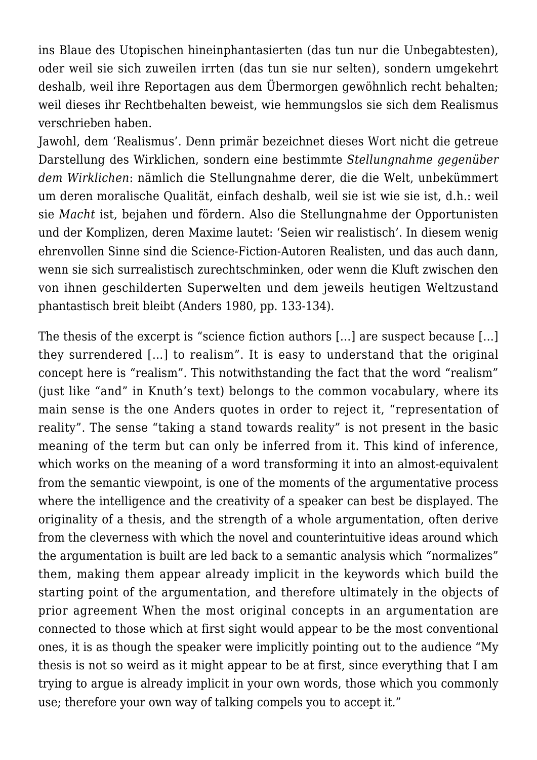ins Blaue des Utopischen hineinphantasierten (das tun nur die Unbegabtesten), oder weil sie sich zuweilen irrten (das tun sie nur selten), sondern umgekehrt deshalb, weil ihre Reportagen aus dem Übermorgen gewöhnlich recht behalten; weil dieses ihr Rechtbehalten beweist, wie hemmungslos sie sich dem Realismus verschrieben haben.
Jawohl, dem 'Realismus'. Denn primär bezeichnet dieses Wort nicht die getreue Darstellung des Wirklichen, sondern eine bestimmte *Stellungnahme gegenüber dem Wirklichen*: nämlich die Stellungnahme derer, die die Welt, unbekümmert um deren moralische Qualität, einfach deshalb, weil sie ist wie sie ist, d.h.: weil sie *Macht* ist, bejahen und fördern. Also die Stellungnahme der Opportunisten und der Komplizen, deren Maxime lautet: 'Seien wir realistisch'. In diesem wenig ehrenvollen Sinne sind die Science-Fiction-Autoren Realisten, und das auch dann, wenn sie sich surrealistisch zurechtschminken, oder wenn die Kluft zwischen den von ihnen geschilderten Superwelten und dem jeweils heutigen Weltzustand phantastisch breit bleibt (Anders 1980, pp. 133-134).

The thesis of the excerpt is "science fiction authors […] are suspect because […] they surrendered […] to realism". It is easy to understand that the original concept here is "realism". This notwithstanding the fact that the word "realism" (just like "and" in Knuth's text) belongs to the common vocabulary, where its main sense is the one Anders quotes in order to reject it, "representation of reality". The sense "taking a stand towards reality" is not present in the basic meaning of the term but can only be inferred from it. This kind of inference, which works on the meaning of a word transforming it into an almost-equivalent from the semantic viewpoint, is one of the moments of the argumentative process where the intelligence and the creativity of a speaker can best be displayed. The originality of a thesis, and the strength of a whole argumentation, often derive from the cleverness with which the novel and counterintuitive ideas around which the argumentation is built are led back to a semantic analysis which "normalizes" them, making them appear already implicit in the keywords which build the starting point of the argumentation, and therefore ultimately in the objects of prior agreement When the most original concepts in an argumentation are connected to those which at first sight would appear to be the most conventional ones, it is as though the speaker were implicitly pointing out to the audience "My thesis is not so weird as it might appear to be at first, since everything that I am trying to argue is already implicit in your own words, those which you commonly use; therefore your own way of talking compels you to accept it."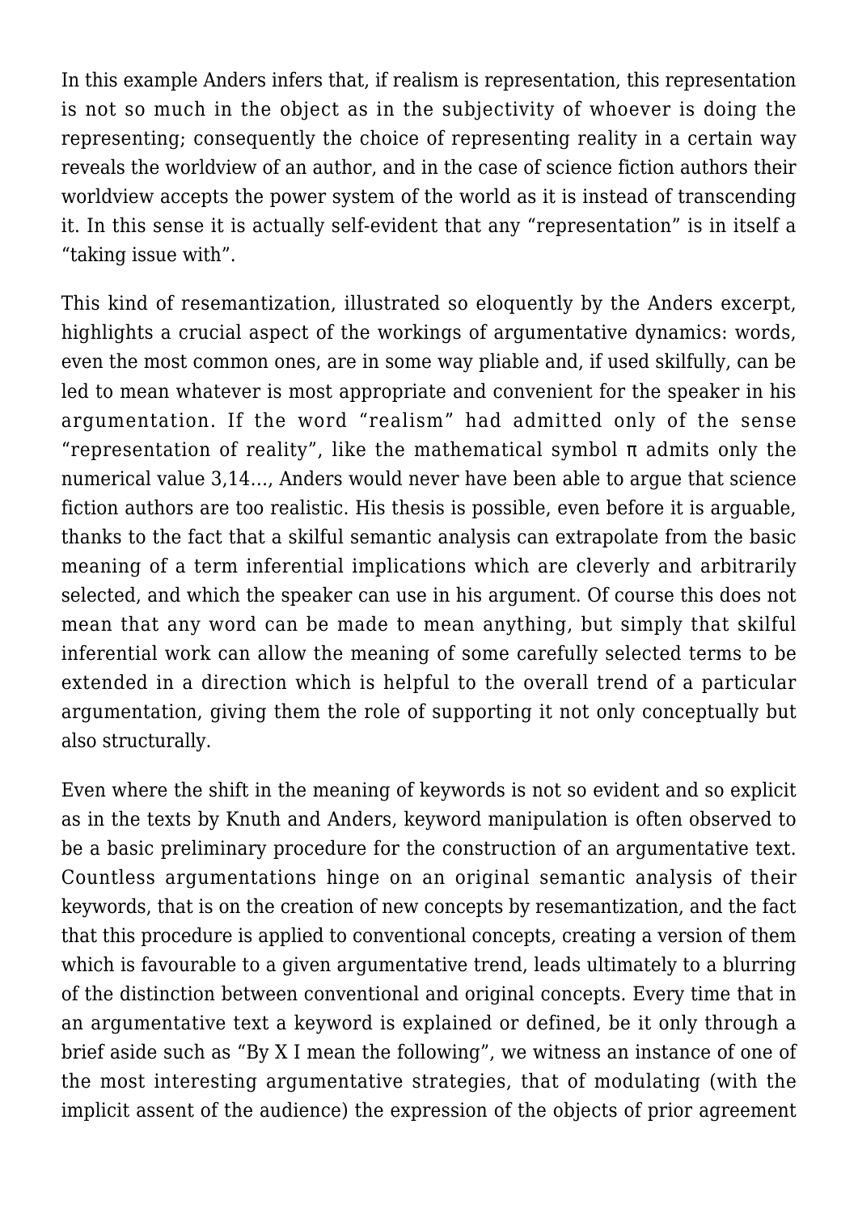In this example Anders infers that, if realism is representation, this representation is not so much in the object as in the subjectivity of whoever is doing the representing; consequently the choice of representing reality in a certain way reveals the worldview of an author, and in the case of science fiction authors their worldview accepts the power system of the world as it is instead of transcending it. In this sense it is actually self-evident that any "representation" is in itself a "taking issue with".

This kind of resemantization, illustrated so eloquently by the Anders excerpt, highlights a crucial aspect of the workings of argumentative dynamics: words, even the most common ones, are in some way pliable and, if used skilfully, can be led to mean whatever is most appropriate and convenient for the speaker in his argumentation. If the word "realism" had admitted only of the sense "representation of reality", like the mathematical symbol π admits only the numerical value 3,14…, Anders would never have been able to argue that science fiction authors are too realistic. His thesis is possible, even before it is arguable, thanks to the fact that a skilful semantic analysis can extrapolate from the basic meaning of a term inferential implications which are cleverly and arbitrarily selected, and which the speaker can use in his argument. Of course this does not mean that any word can be made to mean anything, but simply that skilful inferential work can allow the meaning of some carefully selected terms to be extended in a direction which is helpful to the overall trend of a particular argumentation, giving them the role of supporting it not only conceptually but also structurally.

Even where the shift in the meaning of keywords is not so evident and so explicit as in the texts by Knuth and Anders, keyword manipulation is often observed to be a basic preliminary procedure for the construction of an argumentative text. Countless argumentations hinge on an original semantic analysis of their keywords, that is on the creation of new concepts by resemantization, and the fact that this procedure is applied to conventional concepts, creating a version of them which is favourable to a given argumentative trend, leads ultimately to a blurring of the distinction between conventional and original concepts. Every time that in an argumentative text a keyword is explained or defined, be it only through a brief aside such as "By X I mean the following", we witness an instance of one of the most interesting argumentative strategies, that of modulating (with the implicit assent of the audience) the expression of the objects of prior agreement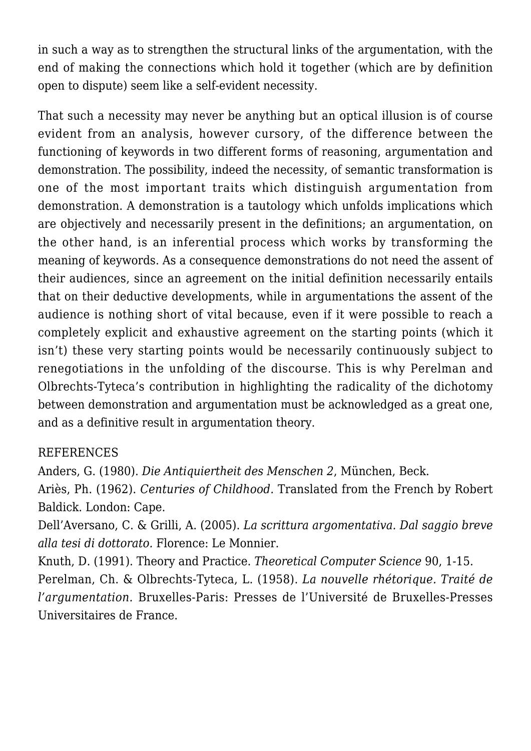in such a way as to strengthen the structural links of the argumentation, with the end of making the connections which hold it together (which are by definition open to dispute) seem like a self-evident necessity.

That such a necessity may never be anything but an optical illusion is of course evident from an analysis, however cursory, of the difference between the functioning of keywords in two different forms of reasoning, argumentation and demonstration. The possibility, indeed the necessity, of semantic transformation is one of the most important traits which distinguish argumentation from demonstration. A demonstration is a tautology which unfolds implications which are objectively and necessarily present in the definitions; an argumentation, on the other hand, is an inferential process which works by transforming the meaning of keywords. As a consequence demonstrations do not need the assent of their audiences, since an agreement on the initial definition necessarily entails that on their deductive developments, while in argumentations the assent of the audience is nothing short of vital because, even if it were possible to reach a completely explicit and exhaustive agreement on the starting points (which it isn't) these very starting points would be necessarily continuously subject to renegotiations in the unfolding of the discourse. This is why Perelman and Olbrechts-Tyteca's contribution in highlighting the radicality of the dichotomy between demonstration and argumentation must be acknowledged as a great one, and as a definitive result in argumentation theory.

REFERENCES

Anders, G. (1980). *Die Antiquiertheit des Menschen 2*, München, Beck.

Ariès, Ph. (1962). *Centuries of Childhood.* Translated from the French by Robert Baldick. London: Cape.

Dell'Aversano, C. & Grilli, A. (2005). *La scrittura argomentativa. Dal saggio breve alla tesi di dottorato.* Florence: Le Monnier.

Knuth, D. (1991). Theory and Practice. *Theoretical Computer Science* 90, 1-15.

Perelman, Ch. & Olbrechts-Tyteca, L. (1958). *La nouvelle rhétorique. Traité de l'argumentation.* Bruxelles-Paris: Presses de l'Université de Bruxelles-Presses Universitaires de France.